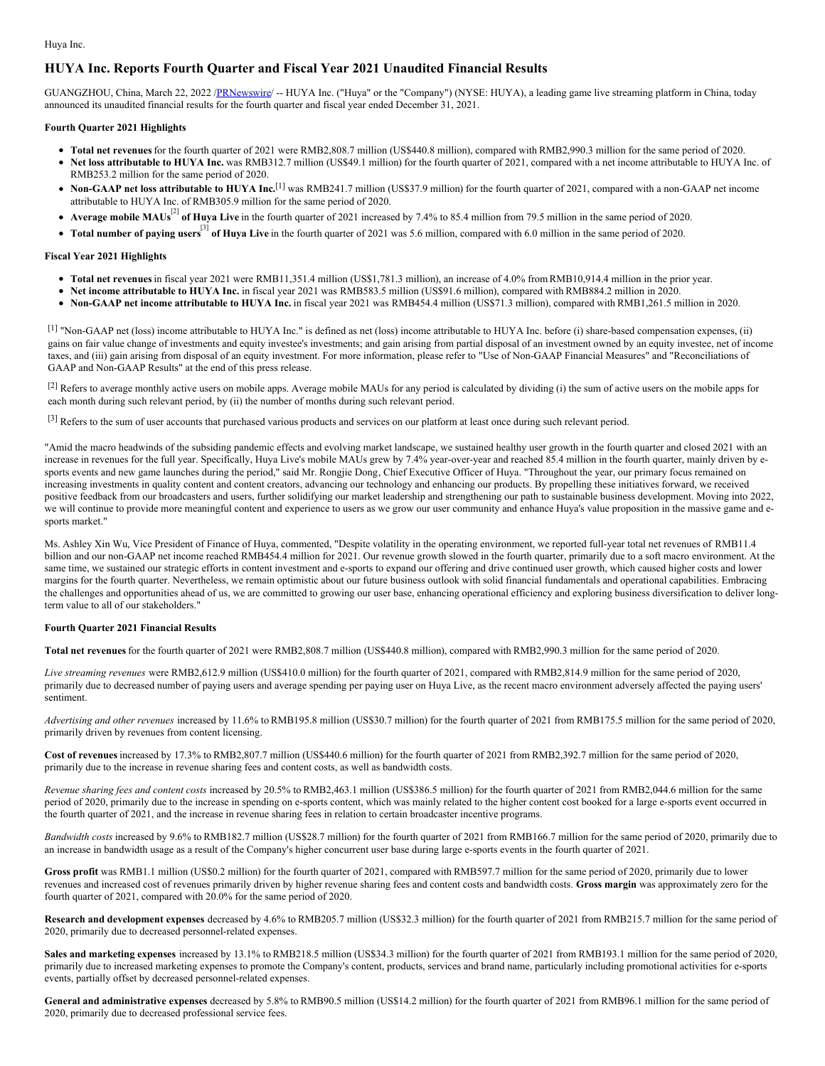Huya Inc.

# HUYA Inc. Reports Fourth Quarter and Fiscal Year 2021 Unaudited Financial Results

GUANGZHOU, China, March 22, 2022 /PRNewswire/ -- HUYA Inc. ("Huya" or the "Company") (NYSE: HUYA), a leading game live streaming platform in China, today announced its unaudited financial results for the fourth quarter and fiscal year ended December 31, 2021.

**Fourth Quarter 2021 Highlights**

- **Total net revenues** for the fourth quarter of 2021 were RMB2,808.7 million (US$440.8 million), compared with RMB2,990.3 million for the same period of 2020.
- **Net loss attributable to HUYA Inc.** was RMB312.7 million (US$49.1 million) for the fourth quarter of 2021, compared with a net income attributable to HUYA Inc. of RMB253.2 million for the same period of 2020.
- **Non-GAAP net loss attributable to HUYA Inc.**[1] was RMB241.7 million (US$37.9 million) for the fourth quarter of 2021, compared with a non-GAAP net income attributable to HUYA Inc. of RMB305.9 million for the same period of 2020.
- **Average mobile MAUs**[2] **of Huya Live** in the fourth quarter of 2021 increased by 7.4% to 85.4 million from 79.5 million in the same period of 2020.
- **Total number of paying users**[3] **of Huya Live** in the fourth quarter of 2021 was 5.6 million, compared with 6.0 million in the same period of 2020.

**Fiscal Year 2021 Highlights**

- **Total net revenues** in fiscal year 2021 were RMB11,351.4 million (US$1,781.3 million), an increase of 4.0% from RMB10,914.4 million in the prior year.
- **Net income attributable to HUYA Inc.** in fiscal year 2021 was RMB583.5 million (US$91.6 million), compared with RMB884.2 million in 2020.
- **Non-GAAP net income attributable to HUYA Inc.** in fiscal year 2021 was RMB454.4 million (US$71.3 million), compared with RMB1,261.5 million in 2020.

[1] "Non-GAAP net (loss) income attributable to HUYA Inc." is defined as net (loss) income attributable to HUYA Inc. before (i) share-based compensation expenses, (ii) gains on fair value change of investments and equity investee's investments; and gain arising from partial disposal of an investment owned by an equity investee, net of income taxes, and (iii) gain arising from disposal of an equity investment. For more information, please refer to "Use of Non-GAAP Financial Measures" and "Reconciliations of GAAP and Non-GAAP Results" at the end of this press release.

[2] Refers to average monthly active users on mobile apps. Average mobile MAUs for any period is calculated by dividing (i) the sum of active users on the mobile apps for each month during such relevant period, by (ii) the number of months during such relevant period.

[3] Refers to the sum of user accounts that purchased various products and services on our platform at least once during such relevant period.

"Amid the macro headwinds of the subsiding pandemic effects and evolving market landscape, we sustained healthy user growth in the fourth quarter and closed 2021 with an increase in revenues for the full year. Specifically, Huya Live's mobile MAUs grew by 7.4% year-over-year and reached 85.4 million in the fourth quarter, mainly driven by e-sports events and new game launches during the period," said Mr. Rongjie Dong, Chief Executive Officer of Huya. "Throughout the year, our primary focus remained on increasing investments in quality content and content creators, advancing our technology and enhancing our products. By propelling these initiatives forward, we received positive feedback from our broadcasters and users, further solidifying our market leadership and strengthening our path to sustainable business development. Moving into 2022, we will continue to provide more meaningful content and experience to users as we grow our user community and enhance Huya's value proposition in the massive game and e-sports market."

Ms. Ashley Xin Wu, Vice President of Finance of Huya, commented, "Despite volatility in the operating environment, we reported full-year total net revenues of RMB11.4 billion and our non-GAAP net income reached RMB454.4 million for 2021. Our revenue growth slowed in the fourth quarter, primarily due to a soft macro environment. At the same time, we sustained our strategic efforts in content investment and e-sports to expand our offering and drive continued user growth, which caused higher costs and lower margins for the fourth quarter. Nevertheless, we remain optimistic about our future business outlook with solid financial fundamentals and operational capabilities. Embracing the challenges and opportunities ahead of us, we are committed to growing our user base, enhancing operational efficiency and exploring business diversification to deliver long-term value to all of our stakeholders."

**Fourth Quarter 2021 Financial Results**

**Total net revenues** for the fourth quarter of 2021 were RMB2,808.7 million (US$440.8 million), compared with RMB2,990.3 million for the same period of 2020.

*Live streaming revenues* were RMB2,612.9 million (US$410.0 million) for the fourth quarter of 2021, compared with RMB2,814.9 million for the same period of 2020, primarily due to decreased number of paying users and average spending per paying user on Huya Live, as the recent macro environment adversely affected the paying users' sentiment.

*Advertising and other revenues* increased by 11.6% to RMB195.8 million (US$30.7 million) for the fourth quarter of 2021 from RMB175.5 million for the same period of 2020, primarily driven by revenues from content licensing.

**Cost of revenues** increased by 17.3% to RMB2,807.7 million (US$440.6 million) for the fourth quarter of 2021 from RMB2,392.7 million for the same period of 2020, primarily due to the increase in revenue sharing fees and content costs, as well as bandwidth costs.

*Revenue sharing fees and content costs* increased by 20.5% to RMB2,463.1 million (US$386.5 million) for the fourth quarter of 2021 from RMB2,044.6 million for the same period of 2020, primarily due to the increase in spending on e-sports content, which was mainly related to the higher content cost booked for a large e-sports event occurred in the fourth quarter of 2021, and the increase in revenue sharing fees in relation to certain broadcaster incentive programs.

*Bandwidth costs* increased by 9.6% to RMB182.7 million (US$28.7 million) for the fourth quarter of 2021 from RMB166.7 million for the same period of 2020, primarily due to an increase in bandwidth usage as a result of the Company's higher concurrent user base during large e-sports events in the fourth quarter of 2021.

**Gross profit** was RMB1.1 million (US$0.2 million) for the fourth quarter of 2021, compared with RMB597.7 million for the same period of 2020, primarily due to lower revenues and increased cost of revenues primarily driven by higher revenue sharing fees and content costs and bandwidth costs. **Gross margin** was approximately zero for the fourth quarter of 2021, compared with 20.0% for the same period of 2020.

**Research and development expenses** decreased by 4.6% to RMB205.7 million (US$32.3 million) for the fourth quarter of 2021 from RMB215.7 million for the same period of 2020, primarily due to decreased personnel-related expenses.

**Sales and marketing expenses** increased by 13.1% to RMB218.5 million (US$34.3 million) for the fourth quarter of 2021 from RMB193.1 million for the same period of 2020, primarily due to increased marketing expenses to promote the Company's content, products, services and brand name, particularly including promotional activities for e-sports events, partially offset by decreased personnel-related expenses.

**General and administrative expenses** decreased by 5.8% to RMB90.5 million (US$14.2 million) for the fourth quarter of 2021 from RMB96.1 million for the same period of 2020, primarily due to decreased professional service fees.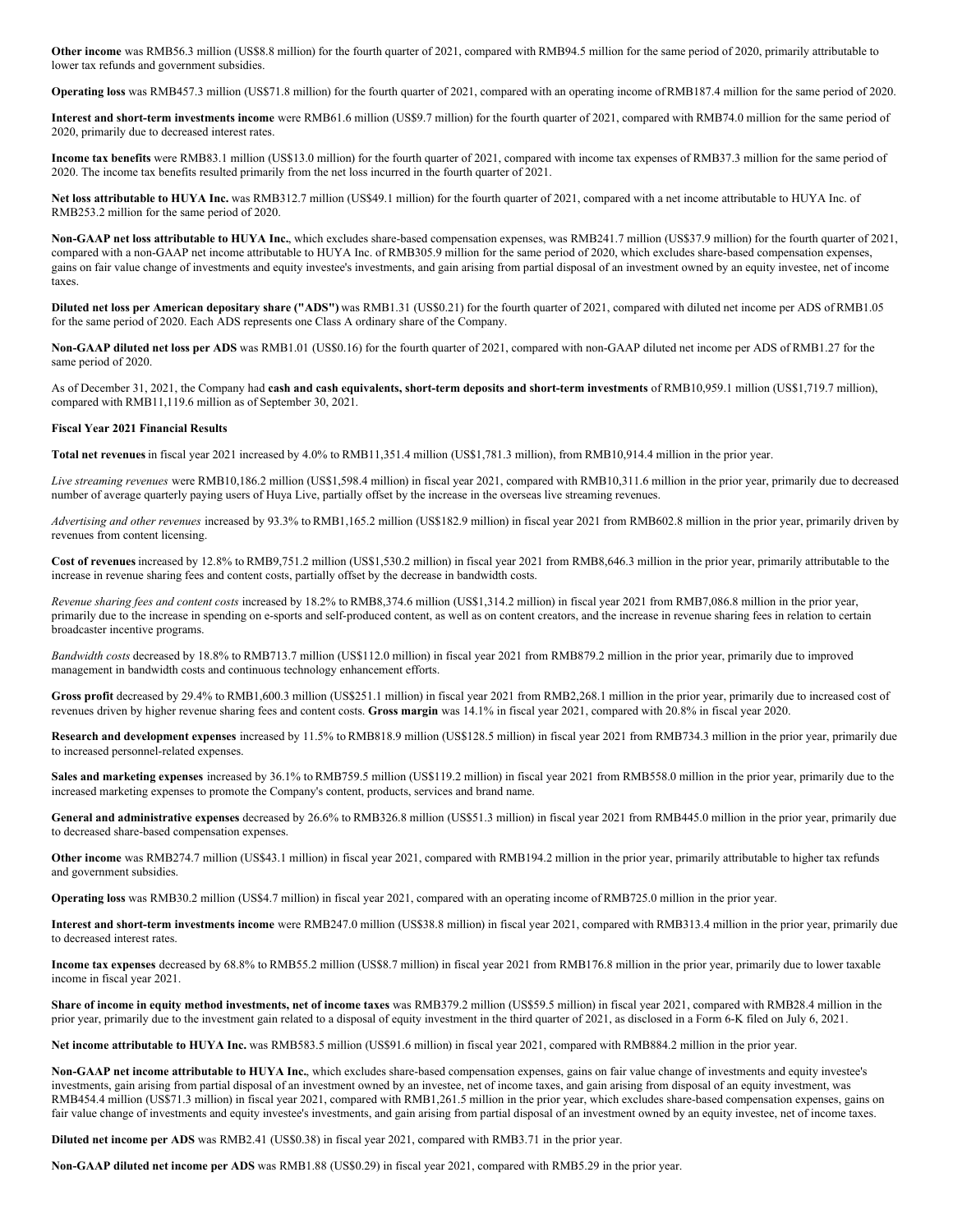**Other income** was RMB56.3 million (US$8.8 million) for the fourth quarter of 2021, compared with RMB94.5 million for the same period of 2020, primarily attributable to lower tax refunds and government subsidies.

**Operating loss** was RMB457.3 million (US$71.8 million) for the fourth quarter of 2021, compared with an operating income of RMB187.4 million for the same period of 2020.

**Interest and short-term investments income** were RMB61.6 million (US$9.7 million) for the fourth quarter of 2021, compared with RMB74.0 million for the same period of 2020, primarily due to decreased interest rates.

**Income tax benefits** were RMB83.1 million (US$13.0 million) for the fourth quarter of 2021, compared with income tax expenses of RMB37.3 million for the same period of 2020. The income tax benefits resulted primarily from the net loss incurred in the fourth quarter of 2021.

**Net loss attributable to HUYA Inc.** was RMB312.7 million (US$49.1 million) for the fourth quarter of 2021, compared with a net income attributable to HUYA Inc. of RMB253.2 million for the same period of 2020.

**Non-GAAP net loss attributable to HUYA Inc.**, which excludes share-based compensation expenses, was RMB241.7 million (US$37.9 million) for the fourth quarter of 2021, compared with a non-GAAP net income attributable to HUYA Inc. of RMB305.9 million for the same period of 2020, which excludes share-based compensation expenses, gains on fair value change of investments and equity investee's investments, and gain arising from partial disposal of an investment owned by an equity investee, net of income taxes.

**Diluted net loss per American depositary share ("ADS")** was RMB1.31 (US$0.21) for the fourth quarter of 2021, compared with diluted net income per ADS of RMB1.05 for the same period of 2020. Each ADS represents one Class A ordinary share of the Company.

**Non-GAAP diluted net loss per ADS** was RMB1.01 (US$0.16) for the fourth quarter of 2021, compared with non-GAAP diluted net income per ADS of RMB1.27 for the same period of 2020.

As of December 31, 2021, the Company had **cash and cash equivalents, short-term deposits and short-term investments** of RMB10,959.1 million (US$1,719.7 million), compared with RMB11,119.6 million as of September 30, 2021.

**Fiscal Year 2021 Financial Results**

**Total net revenues** in fiscal year 2021 increased by 4.0% to RMB11,351.4 million (US$1,781.3 million), from RMB10,914.4 million in the prior year.

*Live streaming revenues* were RMB10,186.2 million (US$1,598.4 million) in fiscal year 2021, compared with RMB10,311.6 million in the prior year, primarily due to decreased number of average quarterly paying users of Huya Live, partially offset by the increase in the overseas live streaming revenues.

*Advertising and other revenues* increased by 93.3% to RMB1,165.2 million (US$182.9 million) in fiscal year 2021 from RMB602.8 million in the prior year, primarily driven by revenues from content licensing.

**Cost of revenues** increased by 12.8% to RMB9,751.2 million (US$1,530.2 million) in fiscal year 2021 from RMB8,646.3 million in the prior year, primarily attributable to the increase in revenue sharing fees and content costs, partially offset by the decrease in bandwidth costs.

*Revenue sharing fees and content costs* increased by 18.2% to RMB8,374.6 million (US$1,314.2 million) in fiscal year 2021 from RMB7,086.8 million in the prior year, primarily due to the increase in spending on e-sports and self-produced content, as well as on content creators, and the increase in revenue sharing fees in relation to certain broadcaster incentive programs.

*Bandwidth costs* decreased by 18.8% to RMB713.7 million (US$112.0 million) in fiscal year 2021 from RMB879.2 million in the prior year, primarily due to improved management in bandwidth costs and continuous technology enhancement efforts.

**Gross profit** decreased by 29.4% to RMB1,600.3 million (US$251.1 million) in fiscal year 2021 from RMB2,268.1 million in the prior year, primarily due to increased cost of revenues driven by higher revenue sharing fees and content costs. **Gross margin** was 14.1% in fiscal year 2021, compared with 20.8% in fiscal year 2020.

**Research and development expenses** increased by 11.5% to RMB818.9 million (US$128.5 million) in fiscal year 2021 from RMB734.3 million in the prior year, primarily due to increased personnel-related expenses.

**Sales and marketing expenses** increased by 36.1% to RMB759.5 million (US$119.2 million) in fiscal year 2021 from RMB558.0 million in the prior year, primarily due to the increased marketing expenses to promote the Company's content, products, services and brand name.

**General and administrative expenses** decreased by 26.6% to RMB326.8 million (US$51.3 million) in fiscal year 2021 from RMB445.0 million in the prior year, primarily due to decreased share-based compensation expenses.

**Other income** was RMB274.7 million (US$43.1 million) in fiscal year 2021, compared with RMB194.2 million in the prior year, primarily attributable to higher tax refunds and government subsidies.

**Operating loss** was RMB30.2 million (US$4.7 million) in fiscal year 2021, compared with an operating income of RMB725.0 million in the prior year.

**Interest and short-term investments income** were RMB247.0 million (US$38.8 million) in fiscal year 2021, compared with RMB313.4 million in the prior year, primarily due to decreased interest rates.

**Income tax expenses** decreased by 68.8% to RMB55.2 million (US$8.7 million) in fiscal year 2021 from RMB176.8 million in the prior year, primarily due to lower taxable income in fiscal year 2021.

**Share of income in equity method investments, net of income taxes** was RMB379.2 million (US$59.5 million) in fiscal year 2021, compared with RMB28.4 million in the prior year, primarily due to the investment gain related to a disposal of equity investment in the third quarter of 2021, as disclosed in a Form 6-K filed on July 6, 2021.

**Net income attributable to HUYA Inc.** was RMB583.5 million (US$91.6 million) in fiscal year 2021, compared with RMB884.2 million in the prior year.

**Non-GAAP net income attributable to HUYA Inc.**, which excludes share-based compensation expenses, gains on fair value change of investments and equity investee's investments, gain arising from partial disposal of an investment owned by an investee, net of income taxes, and gain arising from disposal of an equity investment, was RMB454.4 million (US$71.3 million) in fiscal year 2021, compared with RMB1,261.5 million in the prior year, which excludes share-based compensation expenses, gains on fair value change of investments and equity investee's investments, and gain arising from partial disposal of an investment owned by an equity investee, net of income taxes.

**Diluted net income per ADS** was RMB2.41 (US$0.38) in fiscal year 2021, compared with RMB3.71 in the prior year.

**Non-GAAP diluted net income per ADS** was RMB1.88 (US$0.29) in fiscal year 2021, compared with RMB5.29 in the prior year.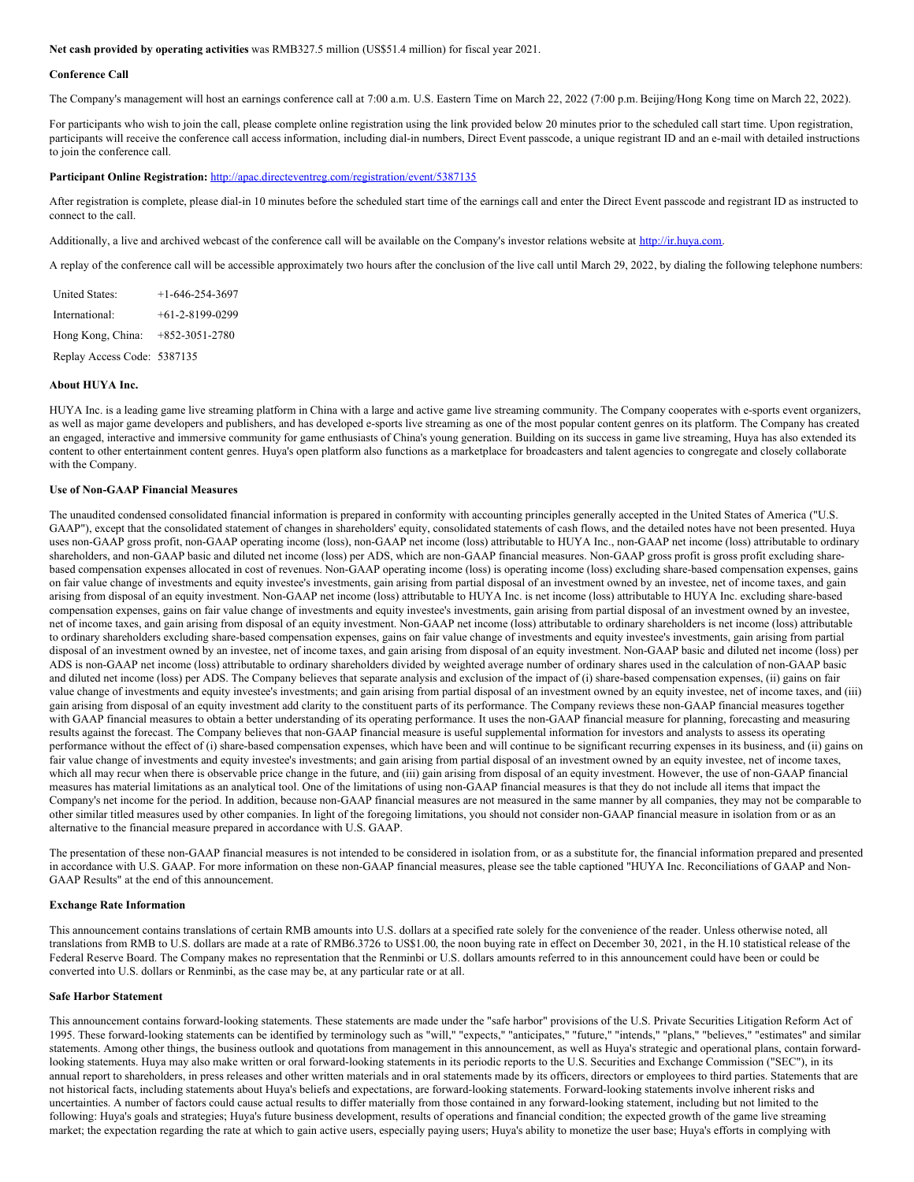**Net cash provided by operating activities** was RMB327.5 million (US$51.4 million) for fiscal year 2021.

**Conference Call**

The Company's management will host an earnings conference call at 7:00 a.m. U.S. Eastern Time on March 22, 2022 (7:00 p.m. Beijing/Hong Kong time on March 22, 2022).

For participants who wish to join the call, please complete online registration using the link provided below 20 minutes prior to the scheduled call start time. Upon registration, participants will receive the conference call access information, including dial-in numbers, Direct Event passcode, a unique registrant ID and an e-mail with detailed instructions to join the conference call.

**Participant Online Registration:** http://apac.directeventreg.com/registration/event/5387135

After registration is complete, please dial-in 10 minutes before the scheduled start time of the earnings call and enter the Direct Event passcode and registrant ID as instructed to connect to the call.

Additionally, a live and archived webcast of the conference call will be available on the Company's investor relations website at http://ir.huya.com.

A replay of the conference call will be accessible approximately two hours after the conclusion of the live call until March 29, 2022, by dialing the following telephone numbers:

| | |
|---|---|
| United States: | +1-646-254-3697 |
| International: | +61-2-8199-0299 |
| Hong Kong, China: | +852-3051-2780 |
| Replay Access Code: | 5387135 |

**About HUYA Inc.**

HUYA Inc. is a leading game live streaming platform in China with a large and active game live streaming community. The Company cooperates with e-sports event organizers, as well as major game developers and publishers, and has developed e-sports live streaming as one of the most popular content genres on its platform. The Company has created an engaged, interactive and immersive community for game enthusiasts of China's young generation. Building on its success in game live streaming, Huya has also extended its content to other entertainment content genres. Huya's open platform also functions as a marketplace for broadcasters and talent agencies to congregate and closely collaborate with the Company.

**Use of Non-GAAP Financial Measures**

The unaudited condensed consolidated financial information is prepared in conformity with accounting principles generally accepted in the United States of America ("U.S. GAAP"), except that the consolidated statement of changes in shareholders' equity, consolidated statements of cash flows, and the detailed notes have not been presented. Huya uses non-GAAP gross profit, non-GAAP operating income (loss), non-GAAP net income (loss) attributable to HUYA Inc., non-GAAP net income (loss) attributable to ordinary shareholders, and non-GAAP basic and diluted net income (loss) per ADS, which are non-GAAP financial measures. Non-GAAP gross profit is gross profit excluding share-based compensation expenses allocated in cost of revenues. Non-GAAP operating income (loss) is operating income (loss) excluding share-based compensation expenses, gains on fair value change of investments and equity investee's investments, gain arising from partial disposal of an investment owned by an investee, net of income taxes, and gain arising from disposal of an equity investment. Non-GAAP net income (loss) attributable to HUYA Inc. is net income (loss) attributable to HUYA Inc. excluding share-based compensation expenses, gains on fair value change of investments and equity investee's investments, gain arising from partial disposal of an investment owned by an investee, net of income taxes, and gain arising from disposal of an equity investment. Non-GAAP net income (loss) attributable to ordinary shareholders is net income (loss) attributable to ordinary shareholders excluding share-based compensation expenses, gains on fair value change of investments and equity investee's investments, gain arising from partial disposal of an investment owned by an investee, net of income taxes, and gain arising from disposal of an equity investment. Non-GAAP basic and diluted net income (loss) per ADS is non-GAAP net income (loss) attributable to ordinary shareholders divided by weighted average number of ordinary shares used in the calculation of non-GAAP basic and diluted net income (loss) per ADS. The Company believes that separate analysis and exclusion of the impact of (i) share-based compensation expenses, (ii) gains on fair value change of investments and equity investee's investments; and gain arising from partial disposal of an investment owned by an equity investee, net of income taxes, and (iii) gain arising from disposal of an equity investment add clarity to the constituent parts of its performance. The Company reviews these non-GAAP financial measures together with GAAP financial measures to obtain a better understanding of its operating performance. It uses the non-GAAP financial measure for planning, forecasting and measuring results against the forecast. The Company believes that non-GAAP financial measure is useful supplemental information for investors and analysts to assess its operating performance without the effect of (i) share-based compensation expenses, which have been and will continue to be significant recurring expenses in its business, and (ii) gains on fair value change of investments and equity investee's investments; and gain arising from partial disposal of an investment owned by an equity investee, net of income taxes, which all may recur when there is observable price change in the future, and (iii) gain arising from disposal of an equity investment. However, the use of non-GAAP financial measures has material limitations as an analytical tool. One of the limitations of using non-GAAP financial measures is that they do not include all items that impact the Company's net income for the period. In addition, because non-GAAP financial measures are not measured in the same manner by all companies, they may not be comparable to other similar titled measures used by other companies. In light of the foregoing limitations, you should not consider non-GAAP financial measure in isolation from or as an alternative to the financial measure prepared in accordance with U.S. GAAP.

The presentation of these non-GAAP financial measures is not intended to be considered in isolation from, or as a substitute for, the financial information prepared and presented in accordance with U.S. GAAP. For more information on these non-GAAP financial measures, please see the table captioned "HUYA Inc. Reconciliations of GAAP and Non-GAAP Results" at the end of this announcement.

**Exchange Rate Information**

This announcement contains translations of certain RMB amounts into U.S. dollars at a specified rate solely for the convenience of the reader. Unless otherwise noted, all translations from RMB to U.S. dollars are made at a rate of RMB6.3726 to US$1.00, the noon buying rate in effect on December 30, 2021, in the H.10 statistical release of the Federal Reserve Board. The Company makes no representation that the Renminbi or U.S. dollars amounts referred to in this announcement could have been or could be converted into U.S. dollars or Renminbi, as the case may be, at any particular rate or at all.

**Safe Harbor Statement**

This announcement contains forward-looking statements. These statements are made under the "safe harbor" provisions of the U.S. Private Securities Litigation Reform Act of 1995. These forward-looking statements can be identified by terminology such as "will," "expects," "anticipates," "future," "intends," "plans," "believes," "estimates" and similar statements. Among other things, the business outlook and quotations from management in this announcement, as well as Huya's strategic and operational plans, contain forward-looking statements. Huya may also make written or oral forward-looking statements in its periodic reports to the U.S. Securities and Exchange Commission ("SEC"), in its annual report to shareholders, in press releases and other written materials and in oral statements made by its officers, directors or employees to third parties. Statements that are not historical facts, including statements about Huya's beliefs and expectations, are forward-looking statements. Forward-looking statements involve inherent risks and uncertainties. A number of factors could cause actual results to differ materially from those contained in any forward-looking statement, including but not limited to the following: Huya's goals and strategies; Huya's future business development, results of operations and financial condition; the expected growth of the game live streaming market; the expectation regarding the rate at which to gain active users, especially paying users; Huya's ability to monetize the user base; Huya's efforts in complying with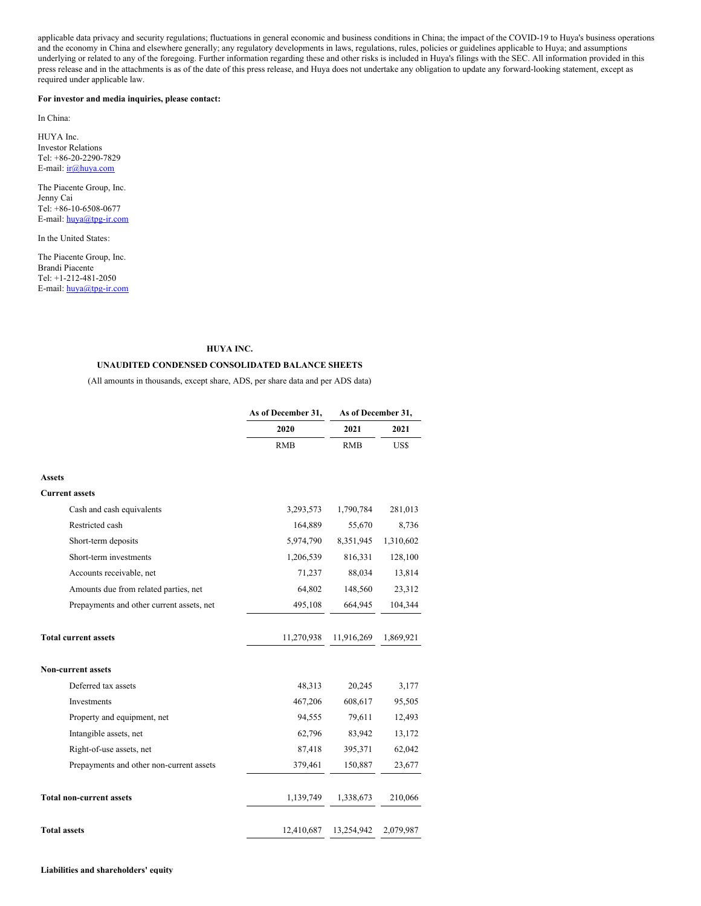applicable data privacy and security regulations; fluctuations in general economic and business conditions in China; the impact of the COVID-19 to Huya's business operations and the economy in China and elsewhere generally; any regulatory developments in laws, regulations, rules, policies or guidelines applicable to Huya; and assumptions underlying or related to any of the foregoing. Further information regarding these and other risks is included in Huya's filings with the SEC. All information provided in this press release and in the attachments is as of the date of this press release, and Huya does not undertake any obligation to update any forward-looking statement, except as required under applicable law.

**For investor and media inquiries, please contact:**

In China:

HUYA Inc.
Investor Relations
Tel: +86-20-2290-7829
E-mail: ir@huya.com

The Piacente Group, Inc.
Jenny Cai
Tel: +86-10-6508-0677
E-mail: huya@tpg-ir.com

In the United States:

The Piacente Group, Inc.
Brandi Piacente
Tel: +1-212-481-2050
E-mail: huya@tpg-ir.com

**HUYA INC.**

**UNAUDITED CONDENSED CONSOLIDATED BALANCE SHEETS**

(All amounts in thousands, except share, ADS, per share data and per ADS data)

| | As of December 31, | As of December 31, | |
|---|---|---|---|
| | 2020 | 2021 | 2021 |
| | RMB | RMB | US$ |
| **Assets** | | | |
| **Current assets** | | | |
| Cash and cash equivalents | 3,293,573 | 1,790,784 | 281,013 |
| Restricted cash | 164,889 | 55,670 | 8,736 |
| Short-term deposits | 5,974,790 | 8,351,945 | 1,310,602 |
| Short-term investments | 1,206,539 | 816,331 | 128,100 |
| Accounts receivable, net | 71,237 | 88,034 | 13,814 |
| Amounts due from related parties, net | 64,802 | 148,560 | 23,312 |
| Prepayments and other current assets, net | 495,108 | 664,945 | 104,344 |
| **Total current assets** | 11,270,938 | 11,916,269 | 1,869,921 |
| **Non-current assets** | | | |
| Deferred tax assets | 48,313 | 20,245 | 3,177 |
| Investments | 467,206 | 608,617 | 95,505 |
| Property and equipment, net | 94,555 | 79,611 | 12,493 |
| Intangible assets, net | 62,796 | 83,942 | 13,172 |
| Right-of-use assets, net | 87,418 | 395,371 | 62,042 |
| Prepayments and other non-current assets | 379,461 | 150,887 | 23,677 |
| **Total non-current assets** | 1,139,749 | 1,338,673 | 210,066 |
| **Total assets** | 12,410,687 | 13,254,942 | 2,079,987 |

**Liabilities and shareholders' equity**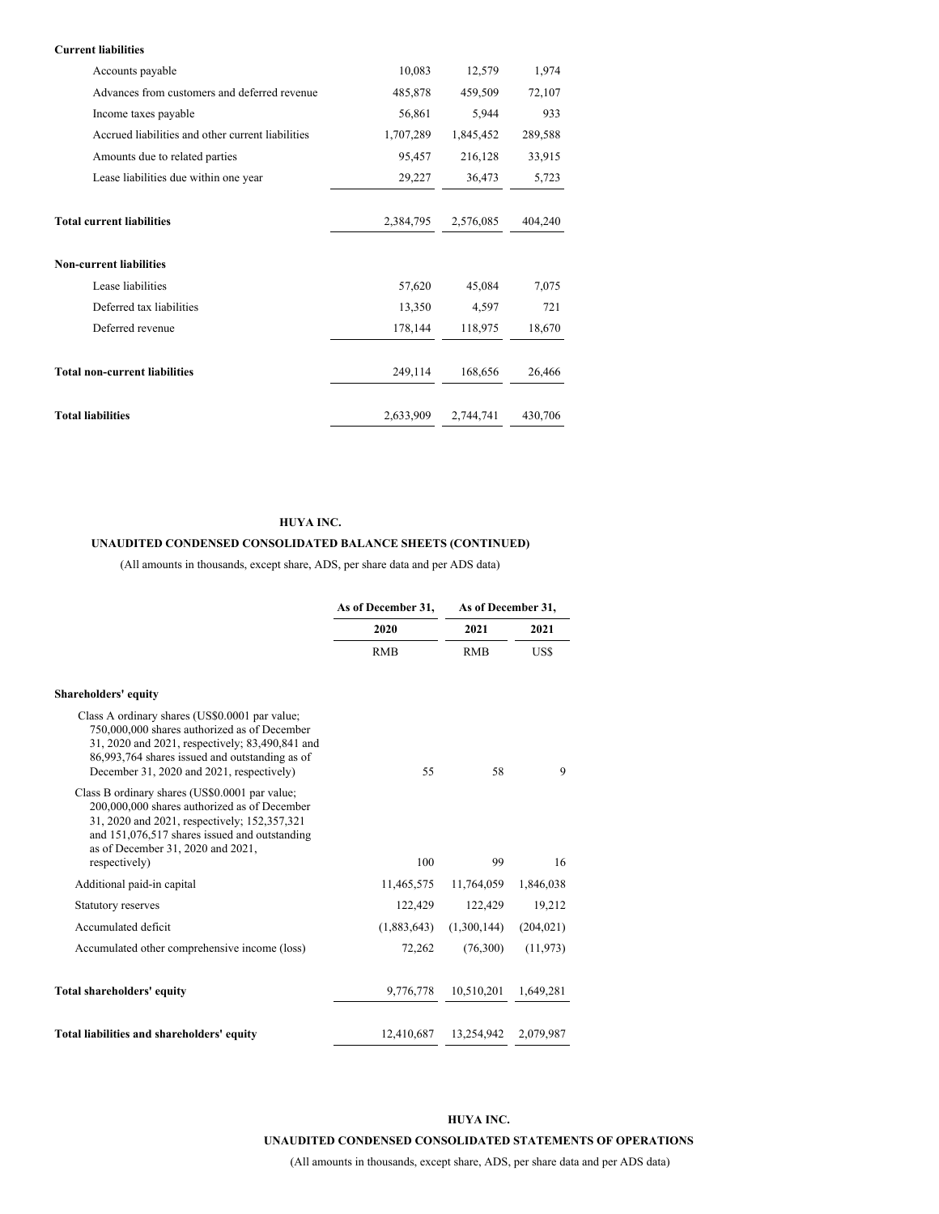| | | | |
|---|---|---|---|
| **Current liabilities** | | | |
| Accounts payable | 10,083 | 12,579 | 1,974 |
| Advances from customers and deferred revenue | 485,878 | 459,509 | 72,107 |
| Income taxes payable | 56,861 | 5,944 | 933 |
| Accrued liabilities and other current liabilities | 1,707,289 | 1,845,452 | 289,588 |
| Amounts due to related parties | 95,457 | 216,128 | 33,915 |
| Lease liabilities due within one year | 29,227 | 36,473 | 5,723 |
| **Total current liabilities** | 2,384,795 | 2,576,085 | 404,240 |
| **Non-current liabilities** | | | |
| Lease liabilities | 57,620 | 45,084 | 7,075 |
| Deferred tax liabilities | 13,350 | 4,597 | 721 |
| Deferred revenue | 178,144 | 118,975 | 18,670 |
| **Total non-current liabilities** | 249,114 | 168,656 | 26,466 |
| **Total liabilities** | 2,633,909 | 2,744,741 | 430,706 |

**HUYA INC.**

**UNAUDITED CONDENSED CONSOLIDATED BALANCE SHEETS (CONTINUED)**

(All amounts in thousands, except share, ADS, per share data and per ADS data)

| | As of December 31, | As of December 31, | |
|---|---|---|---|
| | 2020 | 2021 | 2021 |
| | RMB | RMB | US$ |
| **Shareholders' equity** | | | |
| Class A ordinary shares (US$0.0001 par value; 750,000,000 shares authorized as of December 31, 2020 and 2021, respectively; 83,490,841 and 86,993,764 shares issued and outstanding as of December 31, 2020 and 2021, respectively) | 55 | 58 | 9 |
| Class B ordinary shares (US$0.0001 par value; 200,000,000 shares authorized as of December 31, 2020 and 2021, respectively; 152,357,321 and 151,076,517 shares issued and outstanding as of December 31, 2020 and 2021, respectively) | 100 | 99 | 16 |
| Additional paid-in capital | 11,465,575 | 11,764,059 | 1,846,038 |
| Statutory reserves | 122,429 | 122,429 | 19,212 |
| Accumulated deficit | (1,883,643) | (1,300,144) | (204,021) |
| Accumulated other comprehensive income (loss) | 72,262 | (76,300) | (11,973) |
| **Total shareholders' equity** | 9,776,778 | 10,510,201 | 1,649,281 |
| **Total liabilities and shareholders' equity** | 12,410,687 | 13,254,942 | 2,079,987 |

**HUYA INC.**

**UNAUDITED CONDENSED CONSOLIDATED STATEMENTS OF OPERATIONS**

(All amounts in thousands, except share, ADS, per share data and per ADS data)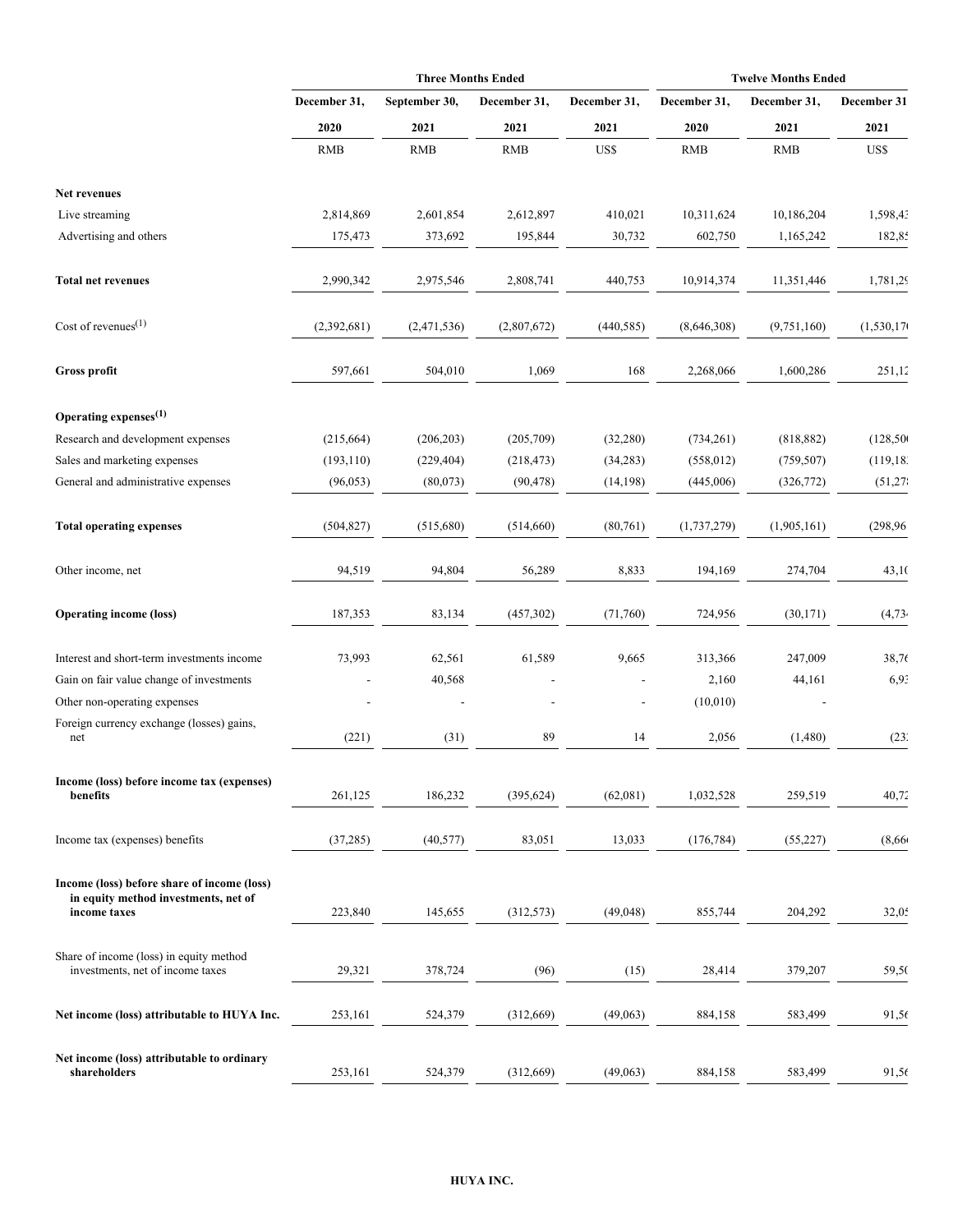| | Three Months Ended | | | | Twelve Months Ended | | |
|---|---|---|---|---|---|---|---|
| | December 31, 2020 | September 30, 2021 | December 31, 2021 | December 31, 2021 | December 31, 2020 | December 31, 2021 | December 31 2021 |
| | RMB | RMB | RMB | US$ | RMB | RMB | US$ |
| **Net revenues** | | | | | | | |
| Live streaming | 2,814,869 | 2,601,854 | 2,612,897 | 410,021 | 10,311,624 | 10,186,204 | 1,598,43 |
| Advertising and others | 175,473 | 373,692 | 195,844 | 30,732 | 602,750 | 1,165,242 | 182,85 |
| **Total net revenues** | 2,990,342 | 2,975,546 | 2,808,741 | 440,753 | 10,914,374 | 11,351,446 | 1,781,29 |
| Cost of revenues(1) | (2,392,681) | (2,471,536) | (2,807,672) | (440,585) | (8,646,308) | (9,751,160) | (1,530,17 |
| **Gross profit** | 597,661 | 504,010 | 1,069 | 168 | 2,268,066 | 1,600,286 | 251,12 |
| **Operating expenses(1)** | | | | | | | |
| Research and development expenses | (215,664) | (206,203) | (205,709) | (32,280) | (734,261) | (818,882) | (128,50 |
| Sales and marketing expenses | (193,110) | (229,404) | (218,473) | (34,283) | (558,012) | (759,507) | (119,18 |
| General and administrative expenses | (96,053) | (80,073) | (90,478) | (14,198) | (445,006) | (326,772) | (51,27 |
| **Total operating expenses** | (504,827) | (515,680) | (514,660) | (80,761) | (1,737,279) | (1,905,161) | (298,96 |
| Other income, net | 94,519 | 94,804 | 56,289 | 8,833 | 194,169 | 274,704 | 43,10 |
| **Operating income (loss)** | 187,353 | 83,134 | (457,302) | (71,760) | 724,956 | (30,171) | (4,73 |
| Interest and short-term investments income | 73,993 | 62,561 | 61,589 | 9,665 | 313,366 | 247,009 | 38,76 |
| Gain on fair value change of investments | - | 40,568 | - | - | 2,160 | 44,161 | 6,93 |
| Other non-operating expenses | - | - | - | - | (10,010) | - | |
| Foreign currency exchange (losses) gains, net | (221) | (31) | 89 | 14 | 2,056 | (1,480) | (23 |
| **Income (loss) before income tax (expenses) benefits** | 261,125 | 186,232 | (395,624) | (62,081) | 1,032,528 | 259,519 | 40,72 |
| Income tax (expenses) benefits | (37,285) | (40,577) | 83,051 | 13,033 | (176,784) | (55,227) | (8,66 |
| **Income (loss) before share of income (loss) in equity method investments, net of income taxes** | 223,840 | 145,655 | (312,573) | (49,048) | 855,744 | 204,292 | 32,05 |
| Share of income (loss) in equity method investments, net of income taxes | 29,321 | 378,724 | (96) | (15) | 28,414 | 379,207 | 59,50 |
| **Net income (loss) attributable to HUYA Inc.** | 253,161 | 524,379 | (312,669) | (49,063) | 884,158 | 583,499 | 91,56 |
| **Net income (loss) attributable to ordinary shareholders** | 253,161 | 524,379 | (312,669) | (49,063) | 884,158 | 583,499 | 91,56 |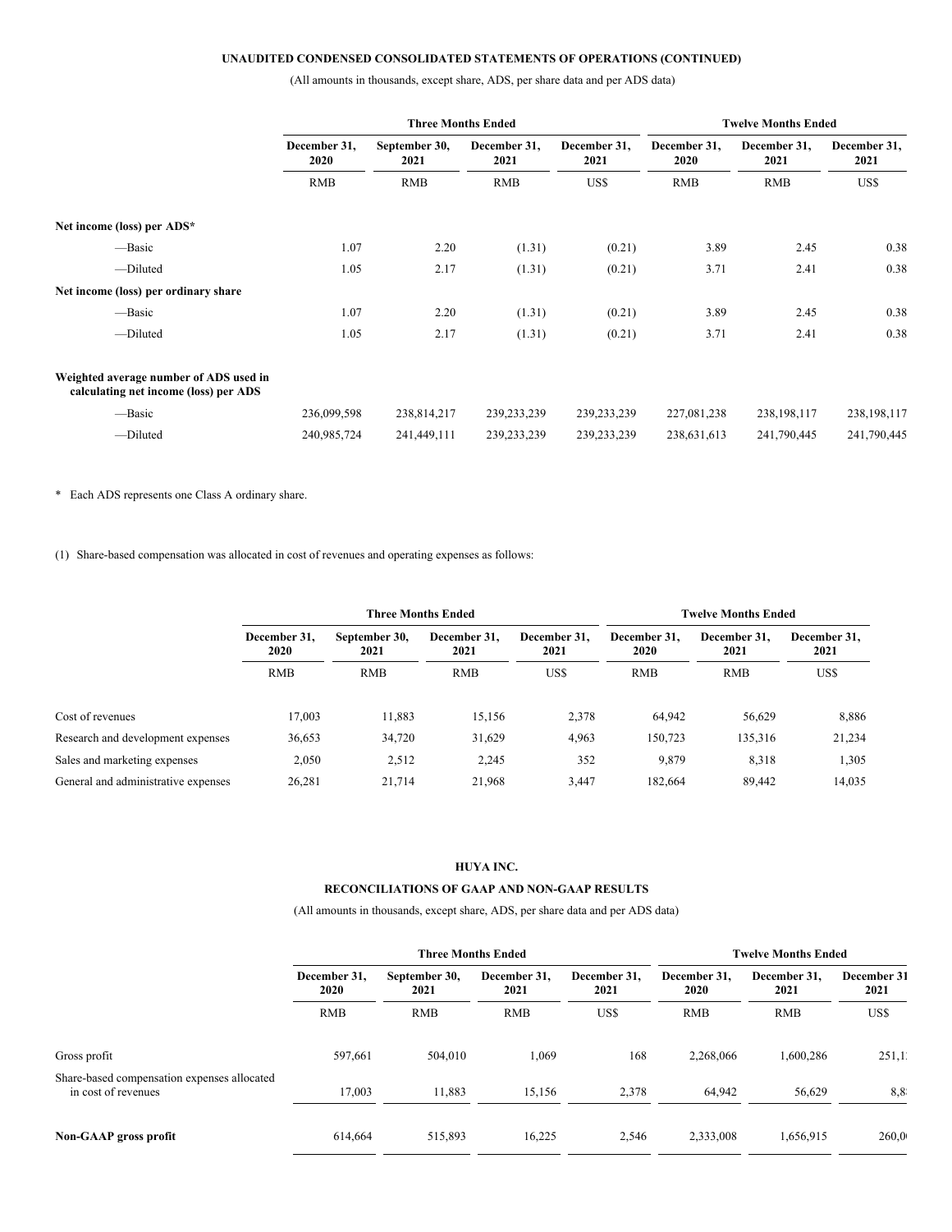**UNAUDITED CONDENSED CONSOLIDATED STATEMENTS OF OPERATIONS (CONTINUED)**

(All amounts in thousands, except share, ADS, per share data and per ADS data)

| | Three Months Ended | | | | Twelve Months Ended | | |
|---|---|---|---|---|---|---|---|
| | December 31, 2020 | September 30, 2021 | December 31, 2021 | December 31, 2021 | December 31, 2020 | December 31, 2021 | December 31, 2021 |
| | RMB | RMB | RMB | US$ | RMB | RMB | US$ |
| **Net income (loss) per ADS*** | | | | | | | |
| —Basic | 1.07 | 2.20 | (1.31) | (0.21) | 3.89 | 2.45 | 0.38 |
| —Diluted | 1.05 | 2.17 | (1.31) | (0.21) | 3.71 | 2.41 | 0.38 |
| **Net income (loss) per ordinary share** | | | | | | | |
| —Basic | 1.07 | 2.20 | (1.31) | (0.21) | 3.89 | 2.45 | 0.38 |
| —Diluted | 1.05 | 2.17 | (1.31) | (0.21) | 3.71 | 2.41 | 0.38 |
| **Weighted average number of ADS used in calculating net income (loss) per ADS** | | | | | | | |
| —Basic | 236,099,598 | 238,814,217 | 239,233,239 | 239,233,239 | 227,081,238 | 238,198,117 | 238,198,117 |
| —Diluted | 240,985,724 | 241,449,111 | 239,233,239 | 239,233,239 | 238,631,613 | 241,790,445 | 241,790,445 |

\* Each ADS represents one Class A ordinary share.

(1) Share-based compensation was allocated in cost of revenues and operating expenses as follows:

| | Three Months Ended | | | | Twelve Months Ended | | |
|---|---|---|---|---|---|---|---|
| | December 31, 2020 | September 30, 2021 | December 31, 2021 | December 31, 2021 | December 31, 2020 | December 31, 2021 | December 31, 2021 |
| | RMB | RMB | RMB | US$ | RMB | RMB | US$ |
| Cost of revenues | 17,003 | 11,883 | 15,156 | 2,378 | 64,942 | 56,629 | 8,886 |
| Research and development expenses | 36,653 | 34,720 | 31,629 | 4,963 | 150,723 | 135,316 | 21,234 |
| Sales and marketing expenses | 2,050 | 2,512 | 2,245 | 352 | 9,879 | 8,318 | 1,305 |
| General and administrative expenses | 26,281 | 21,714 | 21,968 | 3,447 | 182,664 | 89,442 | 14,035 |

**HUYA INC.**

**RECONCILIATIONS OF GAAP AND NON-GAAP RESULTS**

(All amounts in thousands, except share, ADS, per share data and per ADS data)

| | Three Months Ended | | | | Twelve Months Ended | | |
|---|---|---|---|---|---|---|---|
| | December 31, 2020 | September 30, 2021 | December 31, 2021 | December 31, 2021 | December 31, 2020 | December 31, 2021 | December 31 2021 |
| | RMB | RMB | RMB | US$ | RMB | RMB | US$ |
| Gross profit | 597,661 | 504,010 | 1,069 | 168 | 2,268,066 | 1,600,286 | 251,1 |
| Share-based compensation expenses allocated in cost of revenues | 17,003 | 11,883 | 15,156 | 2,378 | 64,942 | 56,629 | 8,8 |
| **Non-GAAP gross profit** | 614,664 | 515,893 | 16,225 | 2,546 | 2,333,008 | 1,656,915 | 260,0 |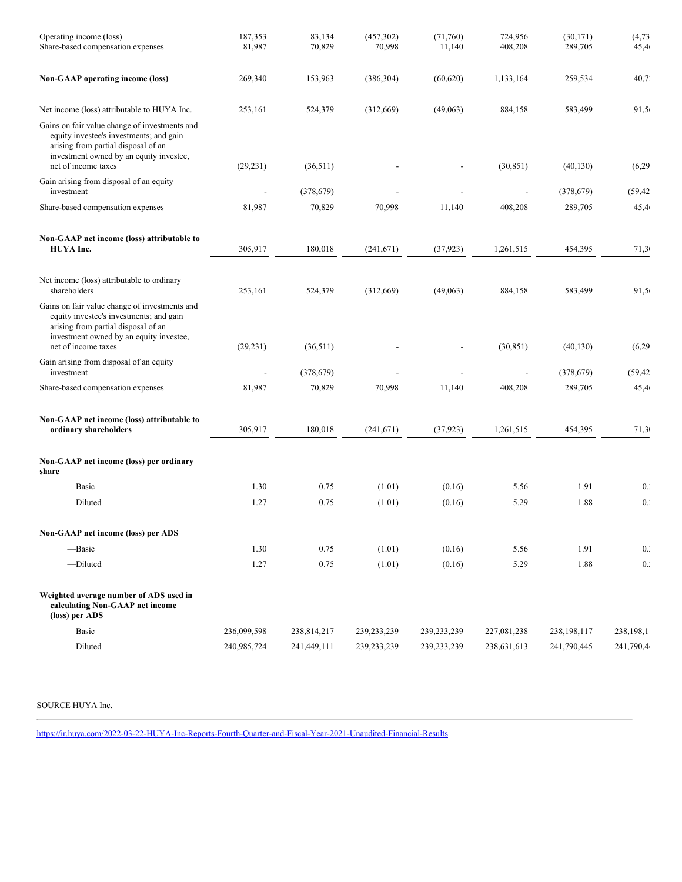| | | | | | | | |
|---|---|---|---|---|---|---|---|
| Operating income (loss) | 187,353 | 83,134 | (457,302) | (71,760) | 724,956 | (30,171) | (4,73 |
| Share-based compensation expenses | 81,987 | 70,829 | 70,998 | 11,140 | 408,208 | 289,705 | 45,4 |
| **Non-GAAP operating income (loss)** | 269,340 | 153,963 | (386,304) | (60,620) | 1,133,164 | 259,534 | 40,7 |
| Net income (loss) attributable to HUYA Inc. | 253,161 | 524,379 | (312,669) | (49,063) | 884,158 | 583,499 | 91,5 |
| Gains on fair value change of investments and equity investee's investments; and gain arising from partial disposal of an investment owned by an equity investee, net of income taxes | (29,231) | (36,511) | - | - | (30,851) | (40,130) | (6,29 |
| Gain arising from disposal of an equity investment | - | (378,679) | - | - | - | (378,679) | (59,42 |
| Share-based compensation expenses | 81,987 | 70,829 | 70,998 | 11,140 | 408,208 | 289,705 | 45,4 |
| **Non-GAAP net income (loss) attributable to HUYA Inc.** | 305,917 | 180,018 | (241,671) | (37,923) | 1,261,515 | 454,395 | 71,3 |
| Net income (loss) attributable to ordinary shareholders | 253,161 | 524,379 | (312,669) | (49,063) | 884,158 | 583,499 | 91,5 |
| Gains on fair value change of investments and equity investee's investments; and gain arising from partial disposal of an investment owned by an equity investee, net of income taxes | (29,231) | (36,511) | - | - | (30,851) | (40,130) | (6,29 |
| Gain arising from disposal of an equity investment | - | (378,679) | - | - | - | (378,679) | (59,42 |
| Share-based compensation expenses | 81,987 | 70,829 | 70,998 | 11,140 | 408,208 | 289,705 | 45,4 |
| **Non-GAAP net income (loss) attributable to ordinary shareholders** | 305,917 | 180,018 | (241,671) | (37,923) | 1,261,515 | 454,395 | 71,3 |
| **Non-GAAP net income (loss) per ordinary share** | | | | | | | |
| —Basic | 1.30 | 0.75 | (1.01) | (0.16) | 5.56 | 1.91 | 0. |
| —Diluted | 1.27 | 0.75 | (1.01) | (0.16) | 5.29 | 1.88 | 0. |
| **Non-GAAP net income (loss) per ADS** | | | | | | | |
| —Basic | 1.30 | 0.75 | (1.01) | (0.16) | 5.56 | 1.91 | 0. |
| —Diluted | 1.27 | 0.75 | (1.01) | (0.16) | 5.29 | 1.88 | 0. |
| **Weighted average number of ADS used in calculating Non-GAAP net income (loss) per ADS** | | | | | | | |
| —Basic | 236,099,598 | 238,814,217 | 239,233,239 | 239,233,239 | 227,081,238 | 238,198,117 | 238,198,1 |
| —Diluted | 240,985,724 | 241,449,111 | 239,233,239 | 239,233,239 | 238,631,613 | 241,790,445 | 241,790,4 |

SOURCE HUYA Inc.

https://ir.huya.com/2022-03-22-HUYA-Inc-Reports-Fourth-Quarter-and-Fiscal-Year-2021-Unaudited-Financial-Results